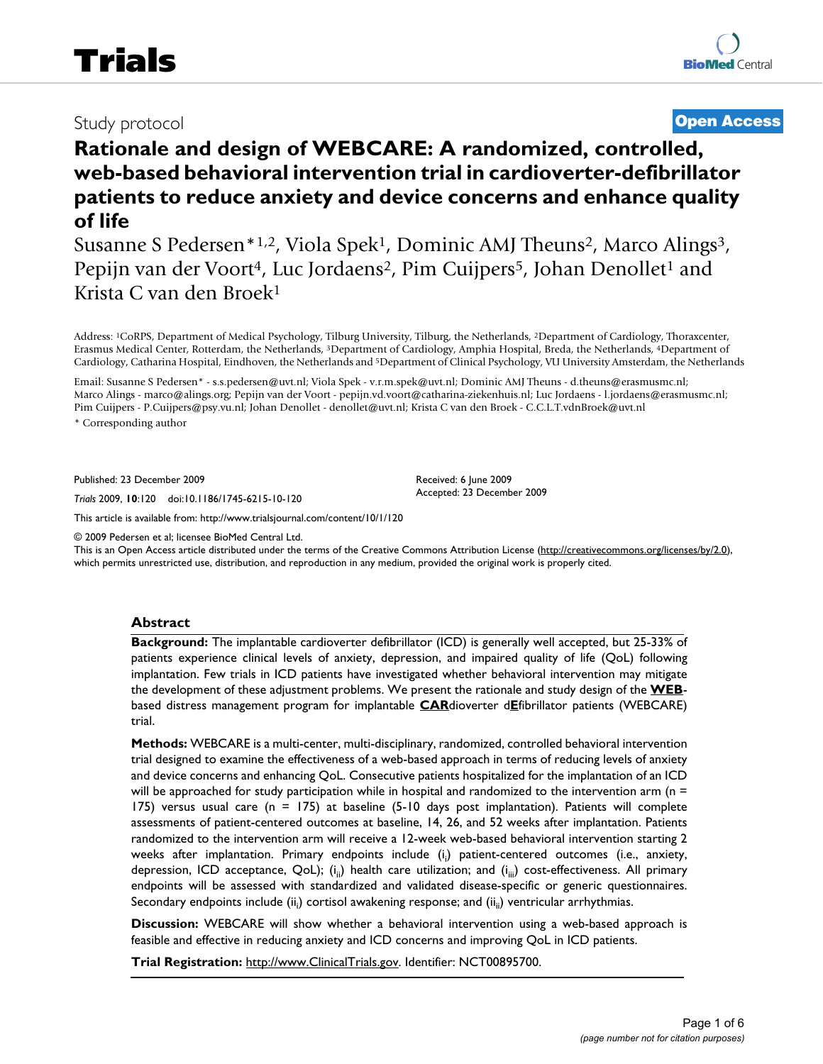Study protocol

**Open Access**

# Rationale and design of WEBCARE: A randomized, controlled, web-based behavioral intervention trial in cardioverter-defibrillator patients to reduce anxiety and device concerns and enhance quality of life

Susanne S Pedersen*[1,2], Viola Spek[1], Dominic AMJ Theuns[2], Marco Alings[3], Pepijn van der Voort[4], Luc Jordaens[2], Pim Cuijpers[5], Johan Denollet[1] and Krista C van den Broek[1]

Address: [1]CoRPS, Department of Medical Psychology, Tilburg University, Tilburg, the Netherlands, [2]Department of Cardiology, Thoraxcenter, Erasmus Medical Center, Rotterdam, the Netherlands, [3]Department of Cardiology, Amphia Hospital, Breda, the Netherlands, [4]Department of Cardiology, Catharina Hospital, Eindhoven, the Netherlands and [5]Department of Clinical Psychology, VU University Amsterdam, the Netherlands

Email: Susanne S Pedersen* - s.s.pedersen@uvt.nl; Viola Spek - v.r.m.spek@uvt.nl; Dominic AMJ Theuns - d.theuns@erasmusmc.nl; Marco Alings - marco@alings.org; Pepijn van der Voort - pepijn.vd.voort@catharina-ziekenhuis.nl; Luc Jordaens - l.jordaens@erasmusmc.nl; Pim Cuijpers - P.Cuijpers@psy.vu.nl; Johan Denollet - denollet@uvt.nl; Krista C van den Broek - C.C.L.T.vdnBroek@uvt.nl

\* Corresponding author

Published: 23 December 2009

*Trials* 2009, **10**:120 doi:10.1186/1745-6215-10-120

Received: 6 June 2009
Accepted: 23 December 2009

This article is available from: http://www.trialsjournal.com/content/10/1/120

© 2009 Pedersen et al; licensee BioMed Central Ltd.
This is an Open Access article distributed under the terms of the Creative Commons Attribution License (http://creativecommons.org/licenses/by/2.0), which permits unrestricted use, distribution, and reproduction in any medium, provided the original work is properly cited.

## Abstract

**Background:** The implantable cardioverter defibrillator (ICD) is generally well accepted, but 25-33% of patients experience clinical levels of anxiety, depression, and impaired quality of life (QoL) following implantation. Few trials in ICD patients have investigated whether behavioral intervention may mitigate the development of these adjustment problems. We present the rationale and study design of the **WEB**-based distress management program for implantable **CAR**dioverter d**E**fibrillator patients (WEBCARE) trial.

**Methods:** WEBCARE is a multi-center, multi-disciplinary, randomized, controlled behavioral intervention trial designed to examine the effectiveness of a web-based approach in terms of reducing levels of anxiety and device concerns and enhancing QoL. Consecutive patients hospitalized for the implantation of an ICD will be approached for study participation while in hospital and randomized to the intervention arm (n = 175) versus usual care (n = 175) at baseline (5-10 days post implantation). Patients will complete assessments of patient-centered outcomes at baseline, 14, 26, and 52 weeks after implantation. Patients randomized to the intervention arm will receive a 12-week web-based behavioral intervention starting 2 weeks after implantation. Primary endpoints include ($i_i$) patient-centered outcomes (i.e., anxiety, depression, ICD acceptance, QoL); ($i_{ii}$) health care utilization; and ($i_{iii}$) cost-effectiveness. All primary endpoints will be assessed with standardized and validated disease-specific or generic questionnaires. Secondary endpoints include ($ii_i$) cortisol awakening response; and ($ii_{ii}$) ventricular arrhythmias.

**Discussion:** WEBCARE will show whether a behavioral intervention using a web-based approach is feasible and effective in reducing anxiety and ICD concerns and improving QoL in ICD patients.

**Trial Registration:** http://www.ClinicalTrials.gov. Identifier: NCT00895700.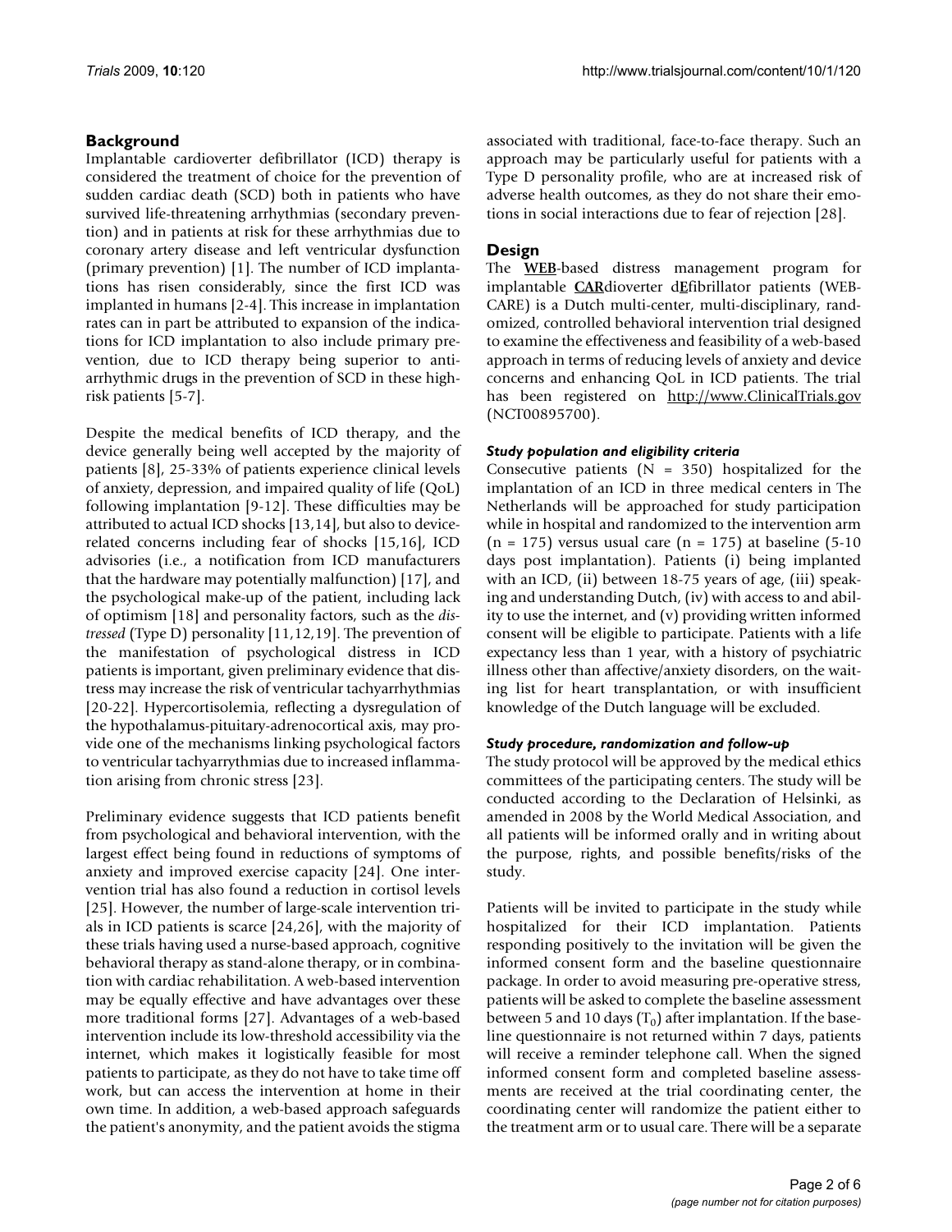## Background

Implantable cardioverter defibrillator (ICD) therapy is considered the treatment of choice for the prevention of sudden cardiac death (SCD) both in patients who have survived life-threatening arrhythmias (secondary prevention) and in patients at risk for these arrhythmias due to coronary artery disease and left ventricular dysfunction (primary prevention) [1]. The number of ICD implantations has risen considerably, since the first ICD was implanted in humans [2-4]. This increase in implantation rates can in part be attributed to expansion of the indications for ICD implantation to also include primary prevention, due to ICD therapy being superior to anti-arrhythmic drugs in the prevention of SCD in these high-risk patients [5-7].

Despite the medical benefits of ICD therapy, and the device generally being well accepted by the majority of patients [8], 25-33% of patients experience clinical levels of anxiety, depression, and impaired quality of life (QoL) following implantation [9-12]. These difficulties may be attributed to actual ICD shocks [13,14], but also to device-related concerns including fear of shocks [15,16], ICD advisories (i.e., a notification from ICD manufacturers that the hardware may potentially malfunction) [17], and the psychological make-up of the patient, including lack of optimism [18] and personality factors, such as the *distressed* (Type D) personality [11,12,19]. The prevention of the manifestation of psychological distress in ICD patients is important, given preliminary evidence that distress may increase the risk of ventricular tachyarrhythmias [20-22]. Hypercortisolemia, reflecting a dysregulation of the hypothalamus-pituitary-adrenocortical axis, may provide one of the mechanisms linking psychological factors to ventricular tachyarrythmias due to increased inflammation arising from chronic stress [23].

Preliminary evidence suggests that ICD patients benefit from psychological and behavioral intervention, with the largest effect being found in reductions of symptoms of anxiety and improved exercise capacity [24]. One intervention trial has also found a reduction in cortisol levels [25]. However, the number of large-scale intervention trials in ICD patients is scarce [24,26], with the majority of these trials having used a nurse-based approach, cognitive behavioral therapy as stand-alone therapy, or in combination with cardiac rehabilitation. A web-based intervention may be equally effective and have advantages over these more traditional forms [27]. Advantages of a web-based intervention include its low-threshold accessibility via the internet, which makes it logistically feasible for most patients to participate, as they do not have to take time off work, but can access the intervention at home in their own time. In addition, a web-based approach safeguards the patient's anonymity, and the patient avoids the stigma associated with traditional, face-to-face therapy. Such an approach may be particularly useful for patients with a Type D personality profile, who are at increased risk of adverse health outcomes, as they do not share their emotions in social interactions due to fear of rejection [28].

## Design

The **WEB**-based distress management program for implantable **CAR**dioverter d**E**fibrillator patients (WEB-CARE) is a Dutch multi-center, multi-disciplinary, randomized, controlled behavioral intervention trial designed to examine the effectiveness and feasibility of a web-based approach in terms of reducing levels of anxiety and device concerns and enhancing QoL in ICD patients. The trial has been registered on http://www.ClinicalTrials.gov (NCT00895700).

### *Study population and eligibility criteria*

Consecutive patients (N = 350) hospitalized for the implantation of an ICD in three medical centers in The Netherlands will be approached for study participation while in hospital and randomized to the intervention arm (n = 175) versus usual care (n = 175) at baseline (5-10 days post implantation). Patients (i) being implanted with an ICD, (ii) between 18-75 years of age, (iii) speaking and understanding Dutch, (iv) with access to and ability to use the internet, and (v) providing written informed consent will be eligible to participate. Patients with a life expectancy less than 1 year, with a history of psychiatric illness other than affective/anxiety disorders, on the waiting list for heart transplantation, or with insufficient knowledge of the Dutch language will be excluded.

### *Study procedure, randomization and follow-up*

The study protocol will be approved by the medical ethics committees of the participating centers. The study will be conducted according to the Declaration of Helsinki, as amended in 2008 by the World Medical Association, and all patients will be informed orally and in writing about the purpose, rights, and possible benefits/risks of the study.

Patients will be invited to participate in the study while hospitalized for their ICD implantation. Patients responding positively to the invitation will be given the informed consent form and the baseline questionnaire package. In order to avoid measuring pre-operative stress, patients will be asked to complete the baseline assessment between 5 and 10 days ($T_0$) after implantation. If the baseline questionnaire is not returned within 7 days, patients will receive a reminder telephone call. When the signed informed consent form and completed baseline assessments are received at the trial coordinating center, the coordinating center will randomize the patient either to the treatment arm or to usual care. There will be a separate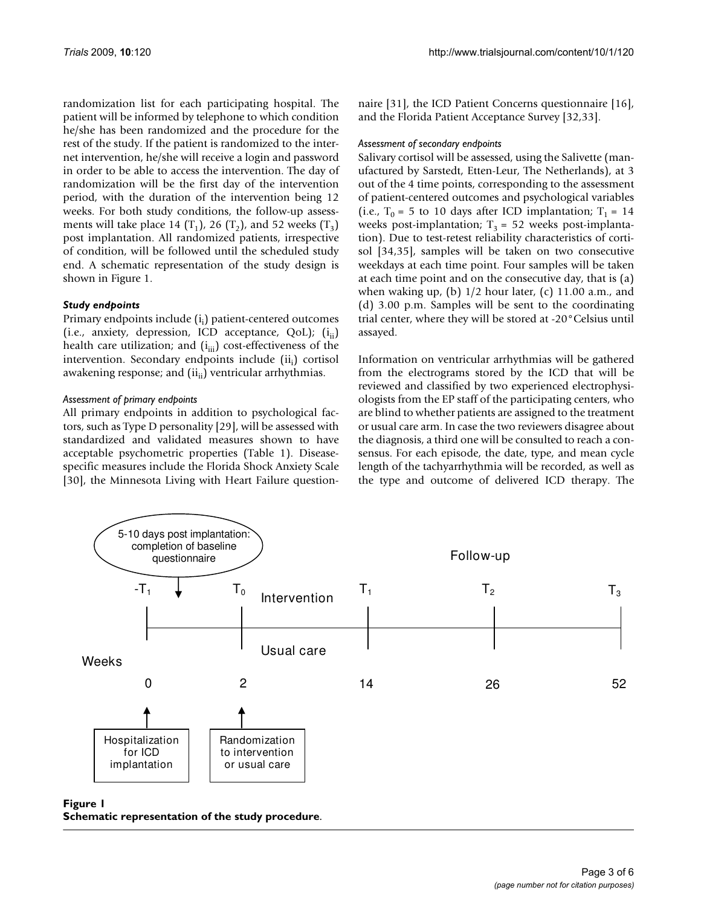randomization list for each participating hospital. The patient will be informed by telephone to which condition he/she has been randomized and the procedure for the rest of the study. If the patient is randomized to the internet intervention, he/she will receive a login and password in order to be able to access the intervention. The day of randomization will be the first day of the intervention period, with the duration of the intervention being 12 weeks. For both study conditions, the follow-up assessments will take place 14 ($T_1$), 26 ($T_2$), and 52 weeks ($T_3$) post implantation. All randomized patients, irrespective of condition, will be followed until the scheduled study end. A schematic representation of the study design is shown in Figure 1.

### *Study endpoints*

Primary endpoints include ($i_i$) patient-centered outcomes (i.e., anxiety, depression, ICD acceptance, QoL); ($i_{ii}$) health care utilization; and ($i_{iii}$) cost-effectiveness of the intervention. Secondary endpoints include ($ii_i$) cortisol awakening response; and ($ii_{ii}$) ventricular arrhythmias.

#### *Assessment of primary endpoints*

All primary endpoints in addition to psychological factors, such as Type D personality [29], will be assessed with standardized and validated measures shown to have acceptable psychometric properties (Table 1). Disease-specific measures include the Florida Shock Anxiety Scale [30], the Minnesota Living with Heart Failure questionnaire [31], the ICD Patient Concerns questionnaire [16], and the Florida Patient Acceptance Survey [32,33].

#### *Assessment of secondary endpoints*

Salivary cortisol will be assessed, using the Salivette (manufactured by Sarstedt, Etten-Leur, The Netherlands), at 3 out of the 4 time points, corresponding to the assessment of patient-centered outcomes and psychological variables (i.e., $T_0$ = 5 to 10 days after ICD implantation; $T_1$ = 14 weeks post-implantation; $T_3$ = 52 weeks post-implantation). Due to test-retest reliability characteristics of cortisol [34,35], samples will be taken on two consecutive weekdays at each time point. Four samples will be taken at each time point and on the consecutive day, that is (a) when waking up, (b) 1/2 hour later, (c) 11.00 a.m., and (d) 3.00 p.m. Samples will be sent to the coordinating trial center, where they will be stored at -20°Celsius until assayed.

Information on ventricular arrhythmias will be gathered from the electrograms stored by the ICD that will be reviewed and classified by two experienced electrophysiologists from the EP staff of the participating centers, who are blind to whether patients are assigned to the treatment or usual care arm. In case the two reviewers disagree about the diagnosis, a third one will be consulted to reach a consensus. For each episode, the date, type, and mean cycle length of the tachyarrhythmia will be recorded, as well as the type and outcome of delivered ICD therapy. The

**Figure 1**
**Schematic representation of the study procedure**.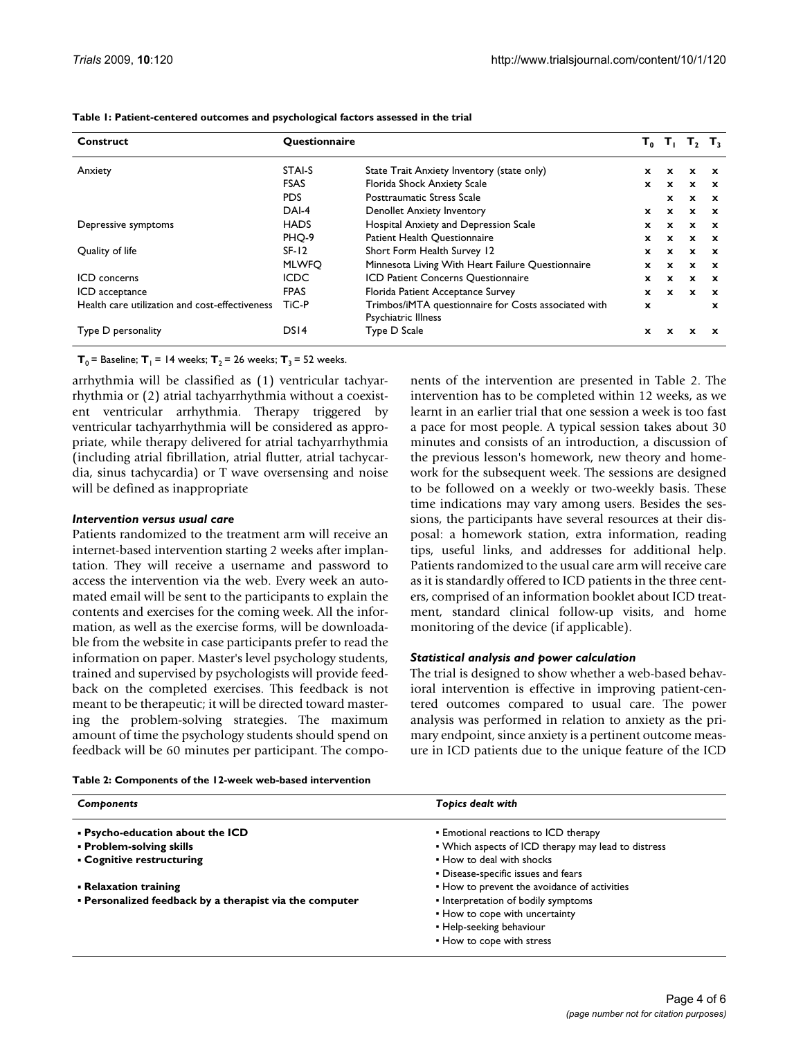**Table 1: Patient-centered outcomes and psychological factors assessed in the trial**

| Construct | Questionnaire | | $T_0$ | $T_1$ | $T_2$ | $T_3$ |
|---|---|---|---|---|---|---|
| Anxiety | STAI-S | State Trait Anxiety Inventory (state only) | x | x | x | x |
| | FSAS | Florida Shock Anxiety Scale | x | x | x | x |
| | PDS | Posttraumatic Stress Scale | | x | x | x |
| | DAI-4 | Denollet Anxiety Inventory | x | x | x | x |
| Depressive symptoms | HADS | Hospital Anxiety and Depression Scale | x | x | x | x |
| | PHQ-9 | Patient Health Questionnaire | x | x | x | x |
| Quality of life | SF-12 | Short Form Health Survey 12 | x | x | x | x |
| | MLWFQ | Minnesota Living With Heart Failure Questionnaire | x | x | x | x |
| ICD concerns | ICDC | ICD Patient Concerns Questionnaire | x | x | x | x |
| ICD acceptance | FPAS | Florida Patient Acceptance Survey | x | x | x | x |
| Health care utilization and cost-effectiveness | TiC-P | Trimbos/iMTA questionnaire for Costs associated with Psychiatric Illness | x | | | x |
| Type D personality | DS14 | Type D Scale | x | x | x | x |

$T_0$ = Baseline; $T_1$ = 14 weeks; $T_2$ = 26 weeks; $T_3$ = 52 weeks.

arrhythmia will be classified as (1) ventricular tachyarrhythmia or (2) atrial tachyarrhythmia without a coexistent ventricular arrhythmia. Therapy triggered by ventricular tachyarrhythmia will be considered as appropriate, while therapy delivered for atrial tachyarrhythmia (including atrial fibrillation, atrial flutter, atrial tachycardia, sinus tachycardia) or T wave oversensing and noise will be defined as inappropriate

### *Intervention versus usual care*

Patients randomized to the treatment arm will receive an internet-based intervention starting 2 weeks after implantation. They will receive a username and password to access the intervention via the web. Every week an automated email will be sent to the participants to explain the contents and exercises for the coming week. All the information, as well as the exercise forms, will be downloadable from the website in case participants prefer to read the information on paper. Master's level psychology students, trained and supervised by psychologists will provide feedback on the completed exercises. This feedback is not meant to be therapeutic; it will be directed toward mastering the problem-solving strategies. The maximum amount of time the psychology students should spend on feedback will be 60 minutes per participant. The components of the intervention are presented in Table 2. The intervention has to be completed within 12 weeks, as we learnt in an earlier trial that one session a week is too fast a pace for most people. A typical session takes about 30 minutes and consists of an introduction, a discussion of the previous lesson's homework, new theory and homework for the subsequent week. The sessions are designed to be followed on a weekly or two-weekly basis. These time indications may vary among users. Besides the sessions, the participants have several resources at their disposal: a homework station, extra information, reading tips, useful links, and addresses for additional help. Patients randomized to the usual care arm will receive care as it is standardly offered to ICD patients in the three centers, comprised of an information booklet about ICD treatment, standard clinical follow-up visits, and home monitoring of the device (if applicable).

### *Statistical analysis and power calculation*

The trial is designed to show whether a web-based behavioral intervention is effective in improving patient-centered outcomes compared to usual care. The power analysis was performed in relation to anxiety as the primary endpoint, since anxiety is a pertinent outcome measure in ICD patients due to the unique feature of the ICD

**Table 2: Components of the 12-week web-based intervention**

| *Components* | *Topics dealt with* |
|---|---|
| **▪ Psycho-education about the ICD** | ▪ Emotional reactions to ICD therapy |
| **▪ Problem-solving skills** | ▪ Which aspects of ICD therapy may lead to distress |
| **▪ Cognitive restructuring** | ▪ How to deal with shocks |
| | ▪ Disease-specific issues and fears |
| **▪ Relaxation training** | ▪ How to prevent the avoidance of activities |
| **▪ Personalized feedback by a therapist via the computer** | ▪ Interpretation of bodily symptoms |
| | ▪ How to cope with uncertainty |
| | ▪ Help-seeking behaviour |
| | ▪ How to cope with stress |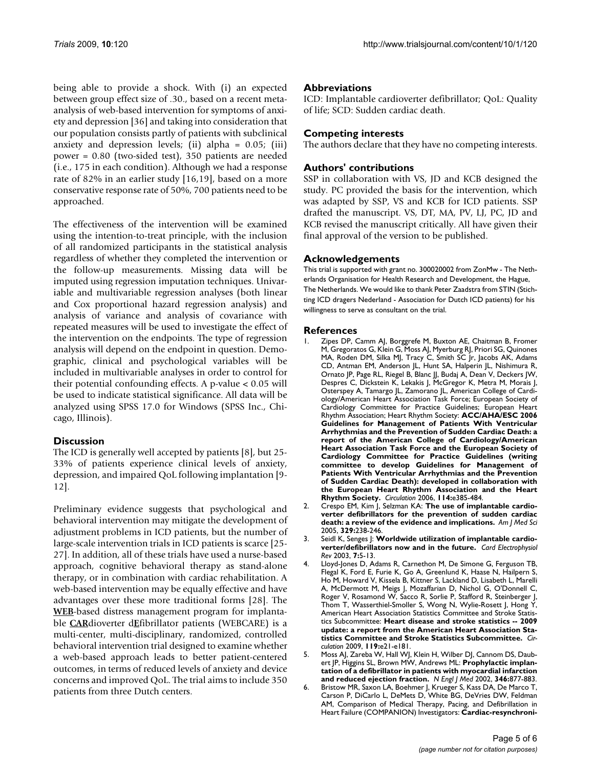being able to provide a shock. With (i) an expected between group effect size of .30., based on a recent meta-analysis of web-based intervention for symptoms of anxiety and depression [36] and taking into consideration that our population consists partly of patients with subclinical anxiety and depression levels; (ii) alpha = 0.05; (iii) power = 0.80 (two-sided test), 350 patients are needed (i.e., 175 in each condition). Although we had a response rate of 82% in an earlier study [16,19], based on a more conservative response rate of 50%, 700 patients need to be approached.

The effectiveness of the intervention will be examined using the intention-to-treat principle, with the inclusion of all randomized participants in the statistical analysis regardless of whether they completed the intervention or the follow-up measurements. Missing data will be imputed using regression imputation techniques. Univariable and multivariable regression analyses (both linear and Cox proportional hazard regression analysis) and analysis of variance and analysis of covariance with repeated measures will be used to investigate the effect of the intervention on the endpoints. The type of regression analysis will depend on the endpoint in question. Demographic, clinical and psychological variables will be included in multivariable analyses in order to control for their potential confounding effects. A p-value < 0.05 will be used to indicate statistical significance. All data will be analyzed using SPSS 17.0 for Windows (SPSS Inc., Chicago, Illinois).

## Discussion

The ICD is generally well accepted by patients [8], but 25-33% of patients experience clinical levels of anxiety, depression, and impaired QoL following implantation [9-12].

Preliminary evidence suggests that psychological and behavioral intervention may mitigate the development of adjustment problems in ICD patients, but the number of large-scale intervention trials in ICD patients is scarce [25-27]. In addition, all of these trials have used a nurse-based approach, cognitive behavioral therapy as stand-alone therapy, or in combination with cardiac rehabilitation. A web-based intervention may be equally effective and have advantages over these more traditional forms [28]. The **WEB**-based distress management program for implantable **CAR**dioverter d**E**fibrillator patients (WEBCARE) is a multi-center, multi-disciplinary, randomized, controlled behavioral intervention trial designed to examine whether a web-based approach leads to better patient-centered outcomes, in terms of reduced levels of anxiety and device concerns and improved QoL. The trial aims to include 350 patients from three Dutch centers.

## Abbreviations

ICD: Implantable cardioverter defibrillator; QoL: Quality of life; SCD: Sudden cardiac death.

## Competing interests

The authors declare that they have no competing interests.

## Authors' contributions

SSP in collaboration with VS, JD and KCB designed the study. PC provided the basis for the intervention, which was adapted by SSP, VS and KCB for ICD patients. SSP drafted the manuscript. VS, DT, MA, PV, LJ, PC, JD and KCB revised the manuscript critically. All have given their final approval of the version to be published.

## Acknowledgements

This trial is supported with grant no. 300020002 from ZonMw - The Netherlands Organisation for Health Research and Development, the Hague, The Netherlands. We would like to thank Peter Zaadstra from STIN (Stichting ICD dragers Nederland - Association for Dutch ICD patients) for his willingness to serve as consultant on the trial.

## References

1. Zipes DP, Camm AJ, Borggrefe M, Buxton AE, Chaitman B, Fromer M, Gregoratos G, Klein G, Moss AJ, Myerburg RJ, Priori SG, Quinones MA, Roden DM, Silka MJ, Tracy C, Smith SC Jr, Jacobs AK, Adams CD, Antman EM, Anderson JL, Hunt SA, Halperin JL, Nishimura R, Ornato JP, Page RL, Riegel B, Blanc JJ, Budaj A, Dean V, Deckers JW, Despres C, Dickstein K, Lekakis J, McGregor K, Metra M, Morais J, Osterspey A, Tamargo JL, Zamorano JL, American College of Cardiology/American Heart Association Task Force; European Society of Cardiology Committee for Practice Guidelines; European Heart Rhythm Association; Heart Rhythm Society: **ACC/AHA/ESC 2006 Guidelines for Management of Patients With Ventricular Arrhythmias and the Prevention of Sudden Cardiac Death: a report of the American College of Cardiology/American Heart Association Task Force and the European Society of Cardiology Committee for Practice Guidelines (writing committee to develop Guidelines for Management of Patients With Ventricular Arrhythmias and the Prevention of Sudden Cardiac Death): developed in collaboration with the European Heart Rhythm Association and the Heart Rhythm Society.** *Circulation* 2006, **114:**e385-484.
2. Crespo EM, Kim J, Selzman KA: **The use of implantable cardioverter defibrillators for the prevention of sudden cardiac death: a review of the evidence and implications.** *Am J Med Sci* 2005, **329:**238-246.
3. Seidl K, Senges J: **Worldwide utilization of implantable cardioverter/defibrillators now and in the future.** *Card Electrophysiol Rev* 2003, **7:**5-13.
4. Lloyd-Jones D, Adams R, Carnethon M, De Simone G, Ferguson TB, Flegal K, Ford E, Furie K, Go A, Greenlund K, Haase N, Hailpern S, Ho M, Howard V, Kissela B, Kittner S, Lackland D, Lisabeth L, Marelli A, McDermott M, Meigs J, Mozaffarian D, Nichol G, O'Donnell C, Roger V, Rosamond W, Sacco R, Sorlie P, Stafford R, Steinberger J, Thom T, Wasserthiel-Smoller S, Wong N, Wylie-Rosett J, Hong Y, American Heart Association Statistics Committee and Stroke Statistics Subcommittee: **Heart disease and stroke statistics -- 2009 update: a report from the American Heart Association Statistics Committee and Stroke Statistics Subcommittee.** *Circulation* 2009, **119:**e21-e181.
5. Moss AJ, Zareba W, Hall WJ, Klein H, Wilber DJ, Cannom DS, Daubert JP, Higgins SL, Brown MW, Andrews ML: **Prophylactic implantation of a defibrillator in patients with myocardial infarction and reduced ejection fraction.** *N Engl J Med* 2002, **346:**877-883.
6. Bristow MR, Saxon LA, Boehmer J, Krueger S, Kass DA, De Marco T, Carson P, DiCarlo L, DeMets D, White BG, DeVries DW, Feldman AM, Comparison of Medical Therapy, Pacing, and Defibrillation in Heart Failure (COMPANION) Investigators: **Cardiac-resynchroni-**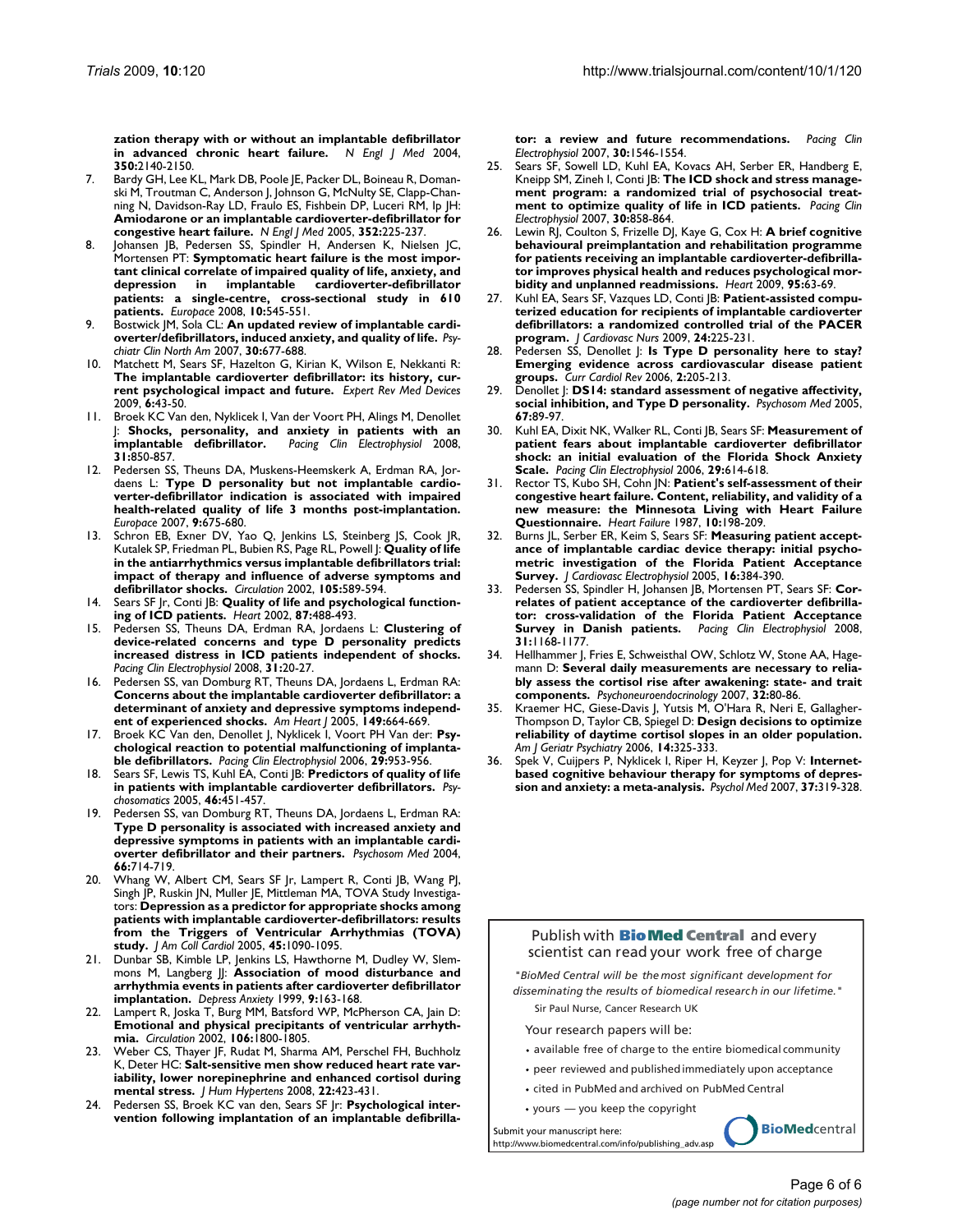zation therapy with or without an implantable defibrillator in advanced chronic heart failure.** *N Engl J Med* 2004, **350:**2140-2150.

7. Bardy GH, Lee KL, Mark DB, Poole JE, Packer DL, Boineau R, Domanski M, Troutman C, Anderson J, Johnson G, McNulty SE, Clapp-Channing N, Davidson-Ray LD, Fraulo ES, Fishbein DP, Luceri RM, Ip JH: **Amiodarone or an implantable cardioverter-defibrillator for congestive heart failure.** *N Engl J Med* 2005, **352:**225-237.
8. Johansen JB, Pedersen SS, Spindler H, Andersen K, Nielsen JC, Mortensen PT: **Symptomatic heart failure is the most important clinical correlate of impaired quality of life, anxiety, and depression in implantable cardioverter-defibrillator patients: a single-centre, cross-sectional study in 610 patients.** *Europace* 2008, **10:**545-551.
9. Bostwick JM, Sola CL: **An updated review of implantable cardioverter/defibrillators, induced anxiety, and quality of life.** *Psychiatr Clin North Am* 2007, **30:**677-688.
10. Matchett M, Sears SF, Hazelton G, Kirian K, Wilson E, Nekkanti R: **The implantable cardioverter defibrillator: its history, current psychological impact and future.** *Expert Rev Med Devices* 2009, **6:**43-50.
11. Broek KC Van den, Nyklicek I, Van der Voort PH, Alings M, Denollet J: **Shocks, personality, and anxiety in patients with an implantable defibrillator.** *Pacing Clin Electrophysiol* 2008, **31:**850-857.
12. Pedersen SS, Theuns DA, Muskens-Heemskerk A, Erdman RA, Jordaens L: **Type D personality but not implantable cardioverter-defibrillator indication is associated with impaired health-related quality of life 3 months post-implantation.** *Europace* 2007, **9:**675-680.
13. Schron EB, Exner DV, Yao Q, Jenkins LS, Steinberg JS, Cook JR, Kutalek SP, Friedman PL, Bubien RS, Page RL, Powell J: **Quality of life in the antiarrhythmics versus implantable defibrillators trial: impact of therapy and influence of adverse symptoms and defibrillator shocks.** *Circulation* 2002, **105:**589-594.
14. Sears SF Jr, Conti JB: **Quality of life and psychological functioning of ICD patients.** *Heart* 2002, **87:**488-493.
15. Pedersen SS, Theuns DA, Erdman RA, Jordaens L: **Clustering of device-related concerns and type D personality predicts increased distress in ICD patients independent of shocks.** *Pacing Clin Electrophysiol* 2008, **31:**20-27.
16. Pedersen SS, van Domburg RT, Theuns DA, Jordaens L, Erdman RA: **Concerns about the implantable cardioverter defibrillator: a determinant of anxiety and depressive symptoms independent of experienced shocks.** *Am Heart J* 2005, **149:**664-669.
17. Broek KC Van den, Denollet J, Nyklicek I, Voort PH Van der: **Psychological reaction to potential malfunctioning of implantable defibrillators.** *Pacing Clin Electrophysiol* 2006, **29:**953-956.
18. Sears SF, Lewis TS, Kuhl EA, Conti JB: **Predictors of quality of life in patients with implantable cardioverter defibrillators.** *Psychosomatics* 2005, **46:**451-457.
19. Pedersen SS, van Domburg RT, Theuns DA, Jordaens L, Erdman RA: **Type D personality is associated with increased anxiety and depressive symptoms in patients with an implantable cardioverter defibrillator and their partners.** *Psychosom Med* 2004, **66:**714-719.
20. Whang W, Albert CM, Sears SF Jr, Lampert R, Conti JB, Wang PJ, Singh JP, Ruskin JN, Muller JE, Mittleman MA, TOVA Study Investigators: **Depression as a predictor for appropriate shocks among patients with implantable cardioverter-defibrillators: results from the Triggers of Ventricular Arrhythmias (TOVA) study.** *J Am Coll Cardiol* 2005, **45:**1090-1095.
21. Dunbar SB, Kimble LP, Jenkins LS, Hawthorne M, Dudley W, Slemmons M, Langberg JJ: **Association of mood disturbance and arrhythmia events in patients after cardioverter defibrillator implantation.** *Depress Anxiety* 1999, **9:**163-168.
22. Lampert R, Joska T, Burg MM, Batsford WP, McPherson CA, Jain D: **Emotional and physical precipitants of ventricular arrhythmia.** *Circulation* 2002, **106:**1800-1805.
23. Weber CS, Thayer JF, Rudat M, Sharma AM, Perschel FH, Buchholz K, Deter HC: **Salt-sensitive men show reduced heart rate variability, lower norepinephrine and enhanced cortisol during mental stress.** *J Hum Hypertens* 2008, **22:**423-431.
24. Pedersen SS, Broek KC van den, Sears SF Jr: **Psychological intervention following implantation of an implantable defibrillator: a review and future recommendations.** *Pacing Clin Electrophysiol* 2007, **30:**1546-1554.
25. Sears SF, Sowell LD, Kuhl EA, Kovacs AH, Serber ER, Handberg E, Kneipp SM, Zineh I, Conti JB: **The ICD shock and stress management program: a randomized trial of psychosocial treatment to optimize quality of life in ICD patients.** *Pacing Clin Electrophysiol* 2007, **30:**858-864.
26. Lewin RJ, Coulton S, Frizelle DJ, Kaye G, Cox H: **A brief cognitive behavioural preimplantation and rehabilitation programme for patients receiving an implantable cardioverter-defibrillator improves physical health and reduces psychological morbidity and unplanned readmissions.** *Heart* 2009, **95:**63-69.
27. Kuhl EA, Sears SF, Vazquez LD, Conti JB: **Patient-assisted computerized education for recipients of implantable cardioverter defibrillators: a randomized controlled trial of the PACER program.** *J Cardiovasc Nurs* 2009, **24:**225-231.
28. Pedersen SS, Denollet J: **Is Type D personality here to stay? Emerging evidence across cardiovascular disease patient groups.** *Curr Cardiol Rev* 2006, **2:**205-213.
29. Denollet J: **DS14: standard assessment of negative affectivity, social inhibition, and Type D personality.** *Psychosom Med* 2005, **67:**89-97.
30. Kuhl EA, Dixit NK, Walker RL, Conti JB, Sears SF: **Measurement of patient fears about implantable cardioverter defibrillator shock: an initial evaluation of the Florida Shock Anxiety Scale.** *Pacing Clin Electrophysiol* 2006, **29:**614-618.
31. Rector TS, Kubo SH, Cohn JN: **Patient's self-assessment of their congestive heart failure. Content, reliability, and validity of a new measure: the Minnesota Living with Heart Failure Questionnaire.** *Heart Failure* 1987, **10:**198-209.
32. Burns JL, Serber ER, Keim S, Sears SF: **Measuring patient acceptance of implantable cardiac device therapy: initial psychometric investigation of the Florida Patient Acceptance Survey.** *J Cardiovasc Electrophysiol* 2005, **16:**384-390.
33. Pedersen SS, Spindler H, Johansen JB, Mortensen PT, Sears SF: **Correlates of patient acceptance of the cardioverter defibrillator: cross-validation of the Florida Patient Acceptance Survey in Danish patients.** *Pacing Clin Electrophysiol* 2008, **31:**1168-1177.
34. Hellhammer J, Fries E, Schweisthal OW, Schlotz W, Stone AA, Hagemann D: **Several daily measurements are necessary to reliably assess the cortisol rise after awakening: state- and trait components.** *Psychoneuroendocrinology* 2007, **32:**80-86.
35. Kraemer HC, Giese-Davis J, Yutsis M, O'Hara R, Neri E, Gallagher-Thompson D, Taylor CB, Spiegel D: **Design decisions to optimize reliability of daytime cortisol slopes in an older population.** *Am J Geriatr Psychiatry* 2006, **14:**325-333.
36. Spek V, Cuijpers P, Nyklicek I, Riper H, Keyzer J, Pop V: **Internet-based cognitive behaviour therapy for symptoms of depression and anxiety: a meta-analysis.** *Psychol Med* 2007, **37:**319-328.

Publish with **BioMed Central** and every scientist can read your work free of charge

*"BioMed Central will be the most significant development for disseminating the results of biomedical research in our lifetime."*

Sir Paul Nurse, Cancer Research UK

Your research papers will be:

- available free of charge to the entire biomedical community
- peer reviewed and published immediately upon acceptance
- cited in PubMed and archived on PubMed Central
- yours — you keep the copyright

Submit your manuscript here:
http://www.biomedcentral.com/info/publishing_adv.asp

BioMedcentral